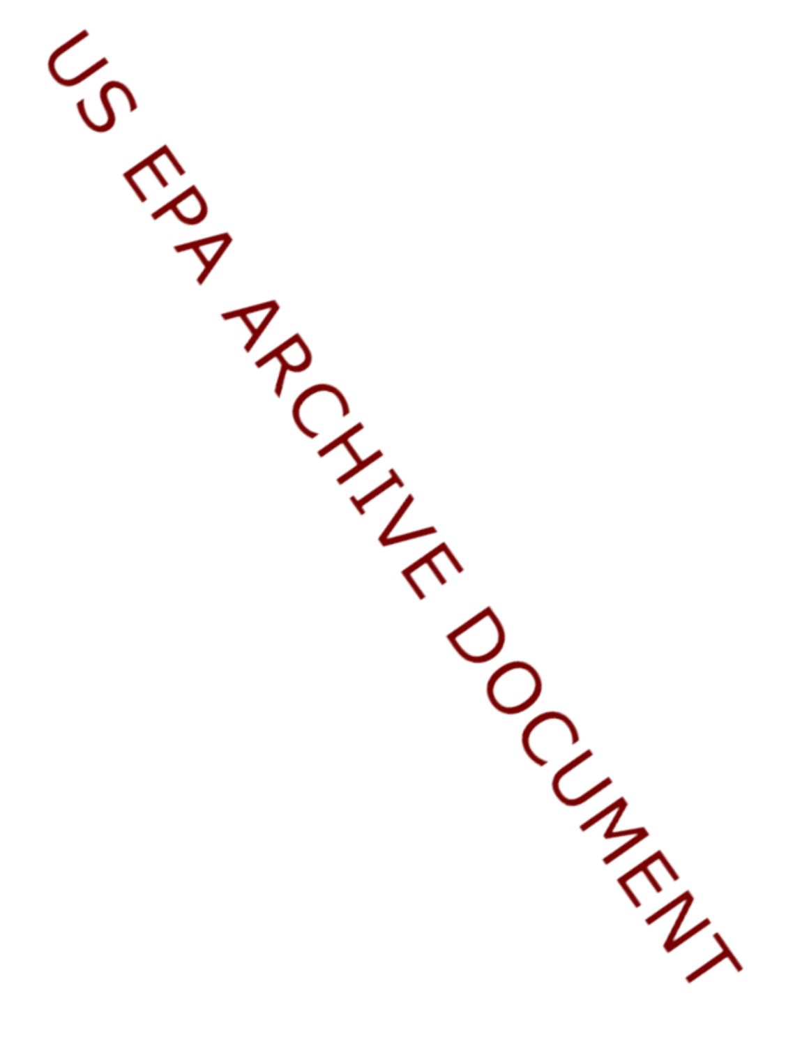US EPA ARCHIVE DOCUMENT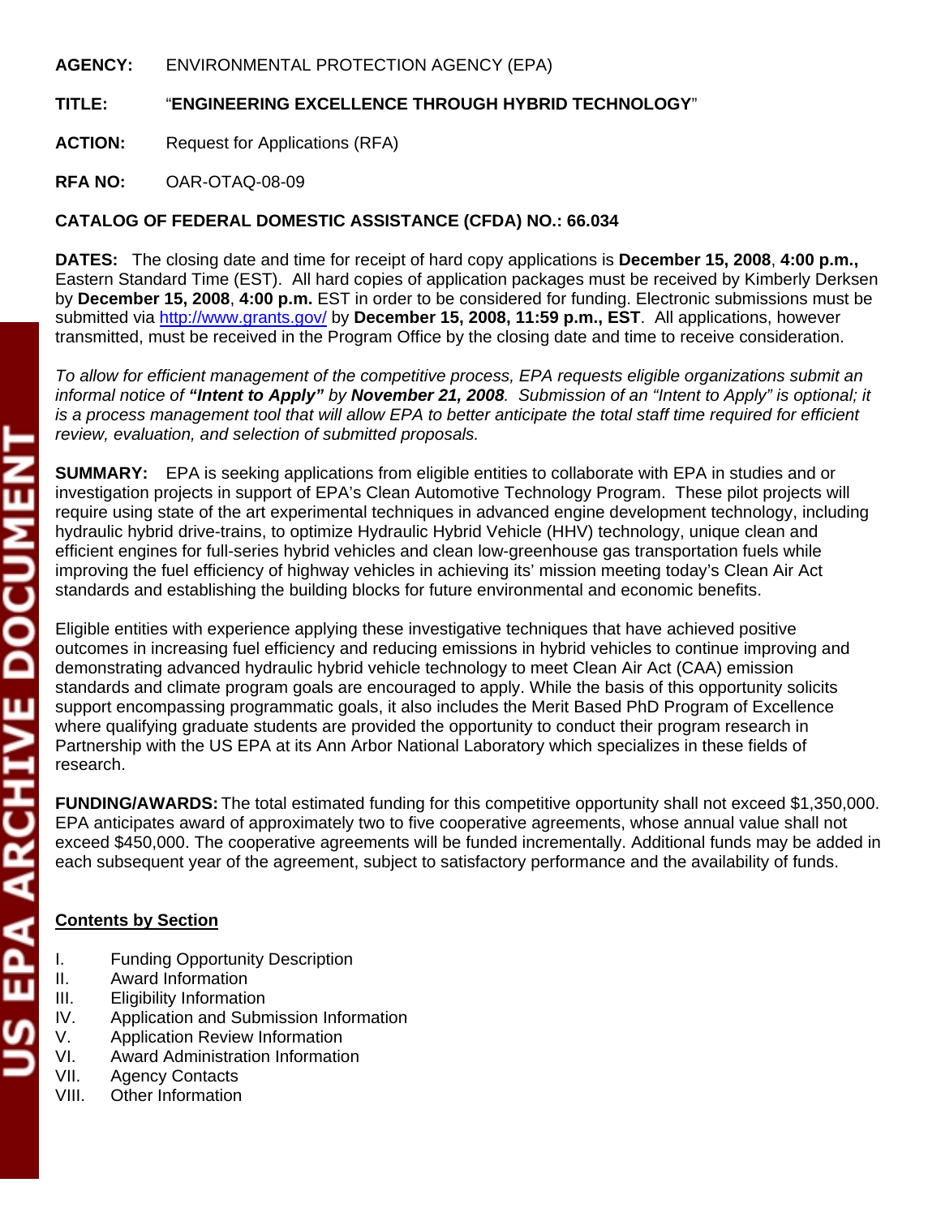**AGENCY:** ENVIRONMENTAL PROTECTION AGENCY (EPA)

**TITLE:** "**ENGINEERING EXCELLENCE THROUGH HYBRID TECHNOLOGY**"

**ACTION:** Request for Applications (RFA)

**RFA NO:** OAR-OTAQ-08-09

**CATALOG OF FEDERAL DOMESTIC ASSISTANCE (CFDA) NO.: 66.034**

**DATES:** The closing date and time for receipt of hard copy applications is **December 15, 2008**, **4:00 p.m.,** Eastern Standard Time (EST). All hard copies of application packages must be received by Kimberly Derksen by **December 15, 2008**, **4:00 p.m.** EST in order to be considered for funding. Electronic submissions must be submitted via http://www.grants.gov/ by **December 15, 2008, 11:59 p.m., EST**. All applications, however transmitted, must be received in the Program Office by the closing date and time to receive consideration.

*To allow for efficient management of the competitive process, EPA requests eligible organizations submit an informal notice of **"Intent to Apply"** by **November 21, 2008**. Submission of an "Intent to Apply" is optional; it is a process management tool that will allow EPA to better anticipate the total staff time required for efficient review, evaluation, and selection of submitted proposals.*

**SUMMARY:** EPA is seeking applications from eligible entities to collaborate with EPA in studies and or investigation projects in support of EPA's Clean Automotive Technology Program. These pilot projects will require using state of the art experimental techniques in advanced engine development technology, including hydraulic hybrid drive-trains, to optimize Hydraulic Hybrid Vehicle (HHV) technology, unique clean and efficient engines for full-series hybrid vehicles and clean low-greenhouse gas transportation fuels while improving the fuel efficiency of highway vehicles in achieving its' mission meeting today's Clean Air Act standards and establishing the building blocks for future environmental and economic benefits.

Eligible entities with experience applying these investigative techniques that have achieved positive outcomes in increasing fuel efficiency and reducing emissions in hybrid vehicles to continue improving and demonstrating advanced hydraulic hybrid vehicle technology to meet Clean Air Act (CAA) emission standards and climate program goals are encouraged to apply. While the basis of this opportunity solicits support encompassing programmatic goals, it also includes the Merit Based PhD Program of Excellence where qualifying graduate students are provided the opportunity to conduct their program research in Partnership with the US EPA at its Ann Arbor National Laboratory which specializes in these fields of research.

**FUNDING/AWARDS:** The total estimated funding for this competitive opportunity shall not exceed $1,350,000. EPA anticipates award of approximately two to five cooperative agreements, whose annual value shall not exceed $450,000. The cooperative agreements will be funded incrementally. Additional funds may be added in each subsequent year of the agreement, subject to satisfactory performance and the availability of funds.

**Contents by Section**

I. Funding Opportunity Description
II. Award Information
III. Eligibility Information
IV. Application and Submission Information
V. Application Review Information
VI. Award Administration Information
VII. Agency Contacts
VIII. Other Information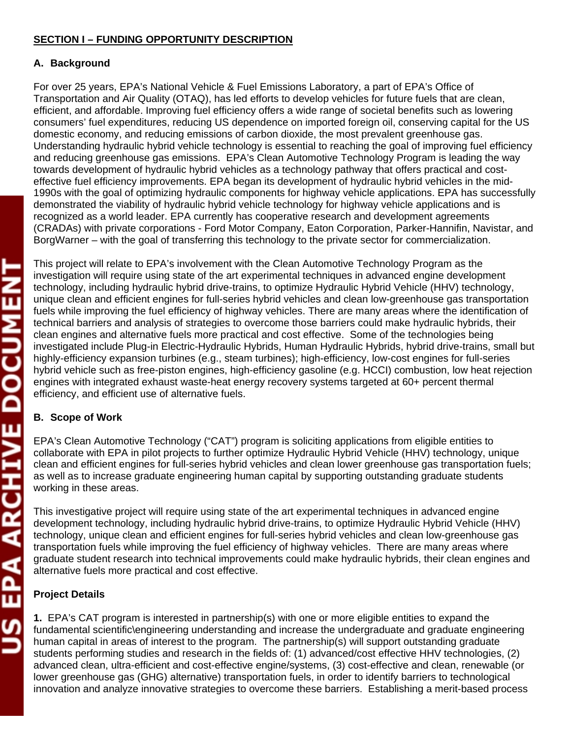## SECTION I – FUNDING OPPORTUNITY DESCRIPTION

### A. Background

For over 25 years, EPA's National Vehicle & Fuel Emissions Laboratory, a part of EPA's Office of Transportation and Air Quality (OTAQ), has led efforts to develop vehicles for future fuels that are clean, efficient, and affordable. Improving fuel efficiency offers a wide range of societal benefits such as lowering consumers' fuel expenditures, reducing US dependence on imported foreign oil, conserving capital for the US domestic economy, and reducing emissions of carbon dioxide, the most prevalent greenhouse gas. Understanding hydraulic hybrid vehicle technology is essential to reaching the goal of improving fuel efficiency and reducing greenhouse gas emissions. EPA's Clean Automotive Technology Program is leading the way towards development of hydraulic hybrid vehicles as a technology pathway that offers practical and cost-effective fuel efficiency improvements. EPA began its development of hydraulic hybrid vehicles in the mid-1990s with the goal of optimizing hydraulic components for highway vehicle applications. EPA has successfully demonstrated the viability of hydraulic hybrid vehicle technology for highway vehicle applications and is recognized as a world leader. EPA currently has cooperative research and development agreements (CRADAs) with private corporations - Ford Motor Company, Eaton Corporation, Parker-Hannifin, Navistar, and BorgWarner – with the goal of transferring this technology to the private sector for commercialization.

This project will relate to EPA's involvement with the Clean Automotive Technology Program as the investigation will require using state of the art experimental techniques in advanced engine development technology, including hydraulic hybrid drive-trains, to optimize Hydraulic Hybrid Vehicle (HHV) technology, unique clean and efficient engines for full-series hybrid vehicles and clean low-greenhouse gas transportation fuels while improving the fuel efficiency of highway vehicles. There are many areas where the identification of technical barriers and analysis of strategies to overcome those barriers could make hydraulic hybrids, their clean engines and alternative fuels more practical and cost effective. Some of the technologies being investigated include Plug-in Electric-Hydraulic Hybrids, Human Hydraulic Hybrids, hybrid drive-trains, small but highly-efficiency expansion turbines (e.g., steam turbines); high-efficiency, low-cost engines for full-series hybrid vehicle such as free-piston engines, high-efficiency gasoline (e.g. HCCI) combustion, low heat rejection engines with integrated exhaust waste-heat energy recovery systems targeted at 60+ percent thermal efficiency, and efficient use of alternative fuels.

### B. Scope of Work

EPA's Clean Automotive Technology ("CAT") program is soliciting applications from eligible entities to collaborate with EPA in pilot projects to further optimize Hydraulic Hybrid Vehicle (HHV) technology, unique clean and efficient engines for full-series hybrid vehicles and clean lower greenhouse gas transportation fuels; as well as to increase graduate engineering human capital by supporting outstanding graduate students working in these areas.

This investigative project will require using state of the art experimental techniques in advanced engine development technology, including hydraulic hybrid drive-trains, to optimize Hydraulic Hybrid Vehicle (HHV) technology, unique clean and efficient engines for full-series hybrid vehicles and clean low-greenhouse gas transportation fuels while improving the fuel efficiency of highway vehicles. There are many areas where graduate student research into technical improvements could make hydraulic hybrids, their clean engines and alternative fuels more practical and cost effective.

**Project Details**

**1.** EPA's CAT program is interested in partnership(s) with one or more eligible entities to expand the fundamental scientific\engineering understanding and increase the undergraduate and graduate engineering human capital in areas of interest to the program. The partnership(s) will support outstanding graduate students performing studies and research in the fields of: (1) advanced/cost effective HHV technologies, (2) advanced clean, ultra-efficient and cost-effective engine/systems, (3) cost-effective and clean, renewable (or lower greenhouse gas (GHG) alternative) transportation fuels, in order to identify barriers to technological innovation and analyze innovative strategies to overcome these barriers. Establishing a merit-based process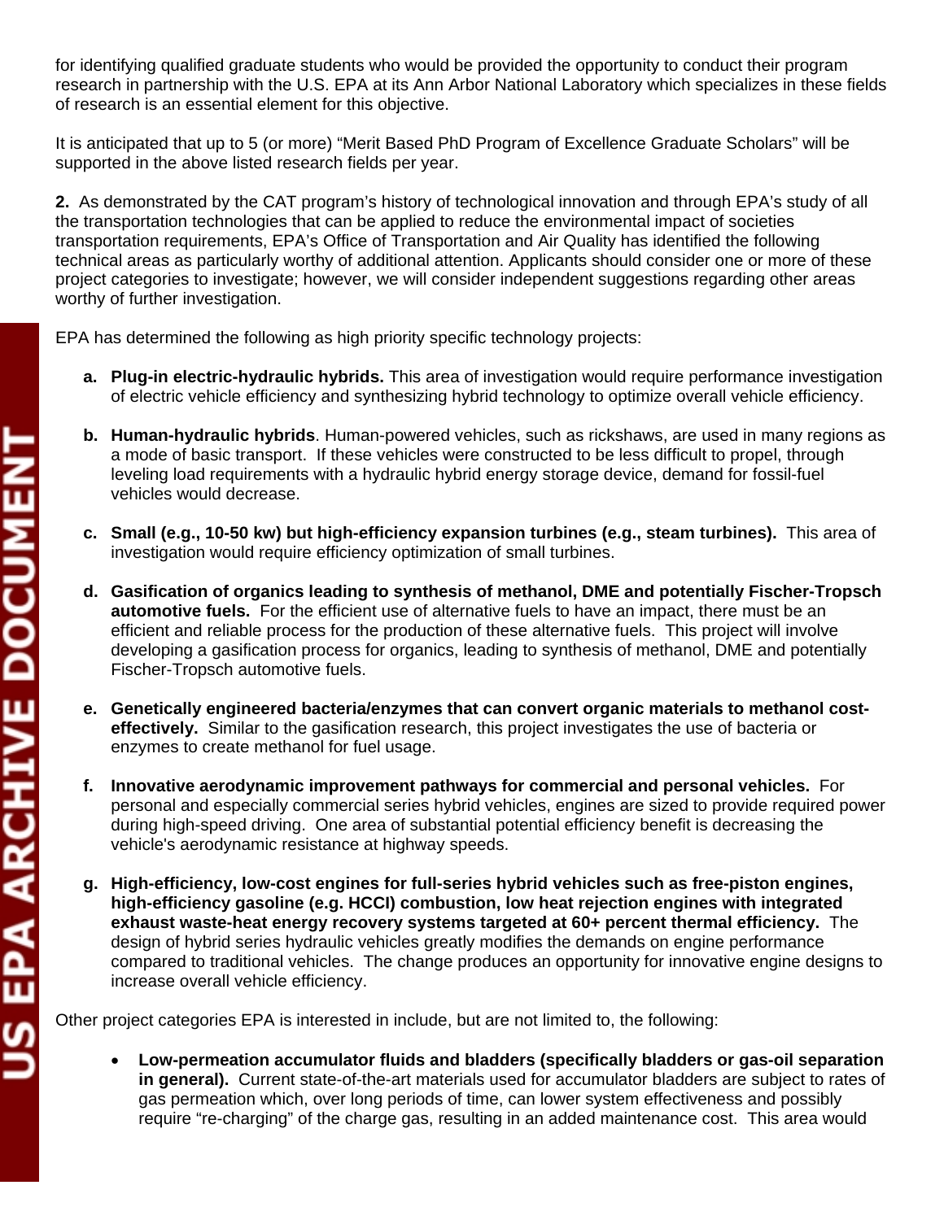for identifying qualified graduate students who would be provided the opportunity to conduct their program research in partnership with the U.S. EPA at its Ann Arbor National Laboratory which specializes in these fields of research is an essential element for this objective.

It is anticipated that up to 5 (or more) "Merit Based PhD Program of Excellence Graduate Scholars" will be supported in the above listed research fields per year.

**2.** As demonstrated by the CAT program's history of technological innovation and through EPA's study of all the transportation technologies that can be applied to reduce the environmental impact of societies transportation requirements, EPA's Office of Transportation and Air Quality has identified the following technical areas as particularly worthy of additional attention. Applicants should consider one or more of these project categories to investigate; however, we will consider independent suggestions regarding other areas worthy of further investigation.

EPA has determined the following as high priority specific technology projects:

a. **Plug-in electric-hydraulic hybrids.** This area of investigation would require performance investigation of electric vehicle efficiency and synthesizing hybrid technology to optimize overall vehicle efficiency.

b. **Human-hydraulic hybrids**. Human-powered vehicles, such as rickshaws, are used in many regions as a mode of basic transport. If these vehicles were constructed to be less difficult to propel, through leveling load requirements with a hydraulic hybrid energy storage device, demand for fossil-fuel vehicles would decrease.

c. **Small (e.g., 10-50 kw) but high-efficiency expansion turbines (e.g., steam turbines).** This area of investigation would require efficiency optimization of small turbines.

d. **Gasification of organics leading to synthesis of methanol, DME and potentially Fischer-Tropsch automotive fuels.** For the efficient use of alternative fuels to have an impact, there must be an efficient and reliable process for the production of these alternative fuels. This project will involve developing a gasification process for organics, leading to synthesis of methanol, DME and potentially Fischer-Tropsch automotive fuels.

e. **Genetically engineered bacteria/enzymes that can convert organic materials to methanol cost-effectively.** Similar to the gasification research, this project investigates the use of bacteria or enzymes to create methanol for fuel usage.

f. **Innovative aerodynamic improvement pathways for commercial and personal vehicles.** For personal and especially commercial series hybrid vehicles, engines are sized to provide required power during high-speed driving. One area of substantial potential efficiency benefit is decreasing the vehicle's aerodynamic resistance at highway speeds.

g. **High-efficiency, low-cost engines for full-series hybrid vehicles such as free-piston engines, high-efficiency gasoline (e.g. HCCI) combustion, low heat rejection engines with integrated exhaust waste-heat energy recovery systems targeted at 60+ percent thermal efficiency.** The design of hybrid series hydraulic vehicles greatly modifies the demands on engine performance compared to traditional vehicles. The change produces an opportunity for innovative engine designs to increase overall vehicle efficiency.

Other project categories EPA is interested in include, but are not limited to, the following:

- **Low-permeation accumulator fluids and bladders (specifically bladders or gas-oil separation in general).** Current state-of-the-art materials used for accumulator bladders are subject to rates of gas permeation which, over long periods of time, can lower system effectiveness and possibly require "re-charging" of the charge gas, resulting in an added maintenance cost. This area would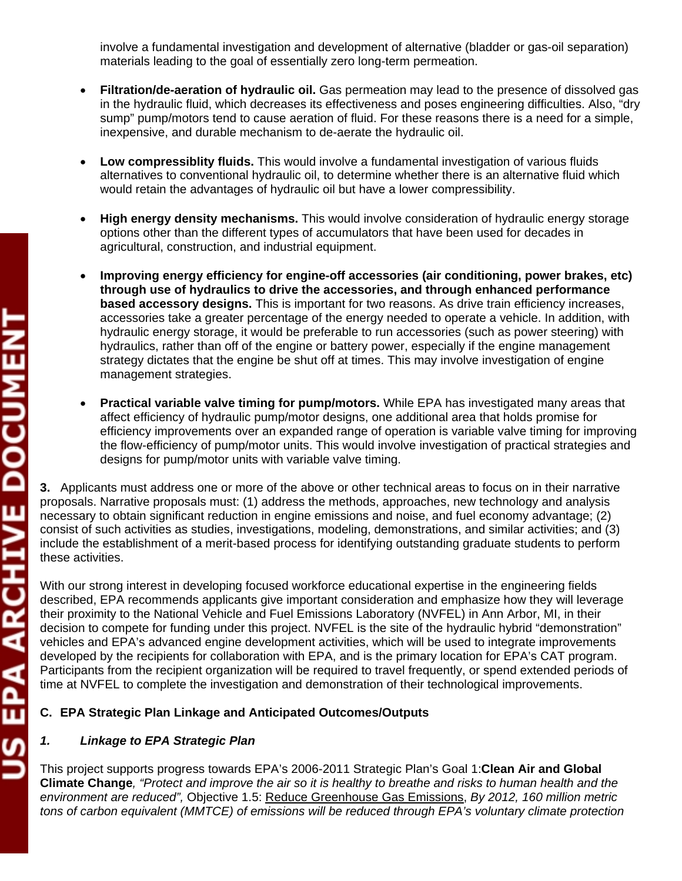involve a fundamental investigation and development of alternative (bladder or gas-oil separation) materials leading to the goal of essentially zero long-term permeation.

- **Filtration/de-aeration of hydraulic oil.** Gas permeation may lead to the presence of dissolved gas in the hydraulic fluid, which decreases its effectiveness and poses engineering difficulties. Also, "dry sump" pump/motors tend to cause aeration of fluid. For these reasons there is a need for a simple, inexpensive, and durable mechanism to de-aerate the hydraulic oil.

- **Low compressiblity fluids.** This would involve a fundamental investigation of various fluids alternatives to conventional hydraulic oil, to determine whether there is an alternative fluid which would retain the advantages of hydraulic oil but have a lower compressibility.

- **High energy density mechanisms.** This would involve consideration of hydraulic energy storage options other than the different types of accumulators that have been used for decades in agricultural, construction, and industrial equipment.

- **Improving energy efficiency for engine-off accessories (air conditioning, power brakes, etc) through use of hydraulics to drive the accessories, and through enhanced performance based accessory designs.** This is important for two reasons. As drive train efficiency increases, accessories take a greater percentage of the energy needed to operate a vehicle. In addition, with hydraulic energy storage, it would be preferable to run accessories (such as power steering) with hydraulics, rather than off of the engine or battery power, especially if the engine management strategy dictates that the engine be shut off at times. This may involve investigation of engine management strategies.

- **Practical variable valve timing for pump/motors.** While EPA has investigated many areas that affect efficiency of hydraulic pump/motor designs, one additional area that holds promise for efficiency improvements over an expanded range of operation is variable valve timing for improving the flow-efficiency of pump/motor units. This would involve investigation of practical strategies and designs for pump/motor units with variable valve timing.

**3.** Applicants must address one or more of the above or other technical areas to focus on in their narrative proposals. Narrative proposals must: (1) address the methods, approaches, new technology and analysis necessary to obtain significant reduction in engine emissions and noise, and fuel economy advantage; (2) consist of such activities as studies, investigations, modeling, demonstrations, and similar activities; and (3) include the establishment of a merit-based process for identifying outstanding graduate students to perform these activities.

With our strong interest in developing focused workforce educational expertise in the engineering fields described, EPA recommends applicants give important consideration and emphasize how they will leverage their proximity to the National Vehicle and Fuel Emissions Laboratory (NVFEL) in Ann Arbor, MI, in their decision to compete for funding under this project. NVFEL is the site of the hydraulic hybrid "demonstration" vehicles and EPA's advanced engine development activities, which will be used to integrate improvements developed by the recipients for collaboration with EPA, and is the primary location for EPA's CAT program. Participants from the recipient organization will be required to travel frequently, or spend extended periods of time at NVFEL to complete the investigation and demonstration of their technological improvements.

### C. EPA Strategic Plan Linkage and Anticipated Outcomes/Outputs

#### *1. Linkage to EPA Strategic Plan*

This project supports progress towards EPA's 2006-2011 Strategic Plan's Goal 1:**Clean Air and Global Climate Change***, "Protect and improve the air so it is healthy to breathe and risks to human health and the environment are reduced",* Objective 1.5: Reduce Greenhouse Gas Emissions, *By 2012, 160 million metric tons of carbon equivalent (MMTCE) of emissions will be reduced through EPA's voluntary climate protection*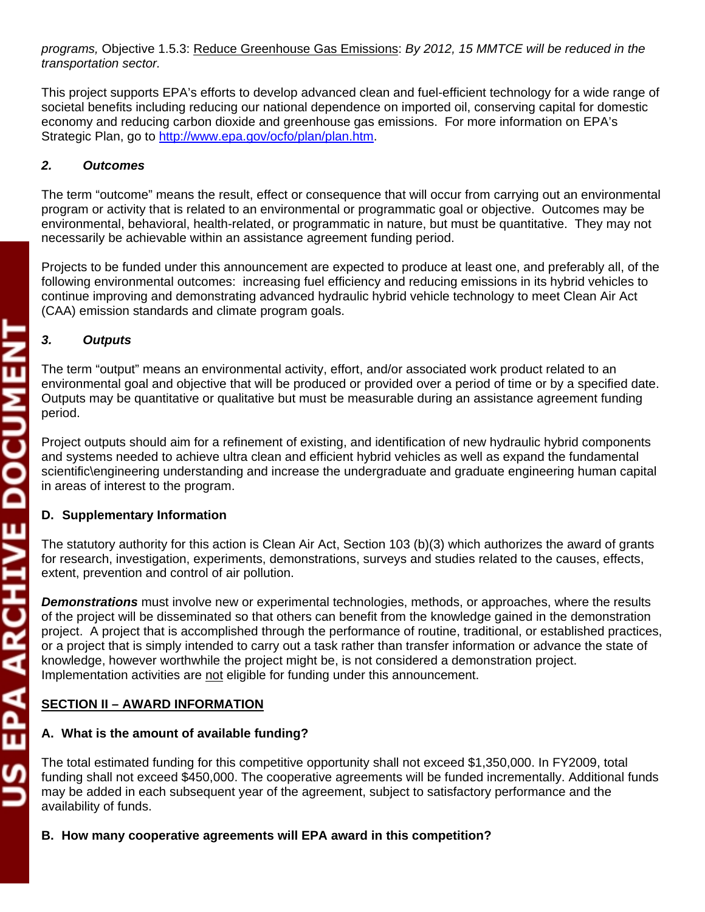*programs,* Objective 1.5.3: Reduce Greenhouse Gas Emissions: *By 2012, 15 MMTCE will be reduced in the transportation sector.*

This project supports EPA's efforts to develop advanced clean and fuel-efficient technology for a wide range of societal benefits including reducing our national dependence on imported oil, conserving capital for domestic economy and reducing carbon dioxide and greenhouse gas emissions. For more information on EPA's Strategic Plan, go to http://www.epa.gov/ocfo/plan/plan.htm.

### *2. Outcomes*

The term "outcome" means the result, effect or consequence that will occur from carrying out an environmental program or activity that is related to an environmental or programmatic goal or objective. Outcomes may be environmental, behavioral, health-related, or programmatic in nature, but must be quantitative. They may not necessarily be achievable within an assistance agreement funding period.

Projects to be funded under this announcement are expected to produce at least one, and preferably all, of the following environmental outcomes: increasing fuel efficiency and reducing emissions in its hybrid vehicles to continue improving and demonstrating advanced hydraulic hybrid vehicle technology to meet Clean Air Act (CAA) emission standards and climate program goals.

### *3. Outputs*

The term "output" means an environmental activity, effort, and/or associated work product related to an environmental goal and objective that will be produced or provided over a period of time or by a specified date. Outputs may be quantitative or qualitative but must be measurable during an assistance agreement funding period.

Project outputs should aim for a refinement of existing, and identification of new hydraulic hybrid components and systems needed to achieve ultra clean and efficient hybrid vehicles as well as expand the fundamental scientific\engineering understanding and increase the undergraduate and graduate engineering human capital in areas of interest to the program.

### D. Supplementary Information

The statutory authority for this action is Clean Air Act, Section 103 (b)(3) which authorizes the award of grants for research, investigation, experiments, demonstrations, surveys and studies related to the causes, effects, extent, prevention and control of air pollution.

***Demonstrations*** must involve new or experimental technologies, methods, or approaches, where the results of the project will be disseminated so that others can benefit from the knowledge gained in the demonstration project. A project that is accomplished through the performance of routine, traditional, or established practices, or a project that is simply intended to carry out a task rather than transfer information or advance the state of knowledge, however worthwhile the project might be, is not considered a demonstration project. Implementation activities are not eligible for funding under this announcement.

## SECTION II – AWARD INFORMATION

### A. What is the amount of available funding?

The total estimated funding for this competitive opportunity shall not exceed $1,350,000. In FY2009, total funding shall not exceed $450,000. The cooperative agreements will be funded incrementally. Additional funds may be added in each subsequent year of the agreement, subject to satisfactory performance and the availability of funds.

### B. How many cooperative agreements will EPA award in this competition?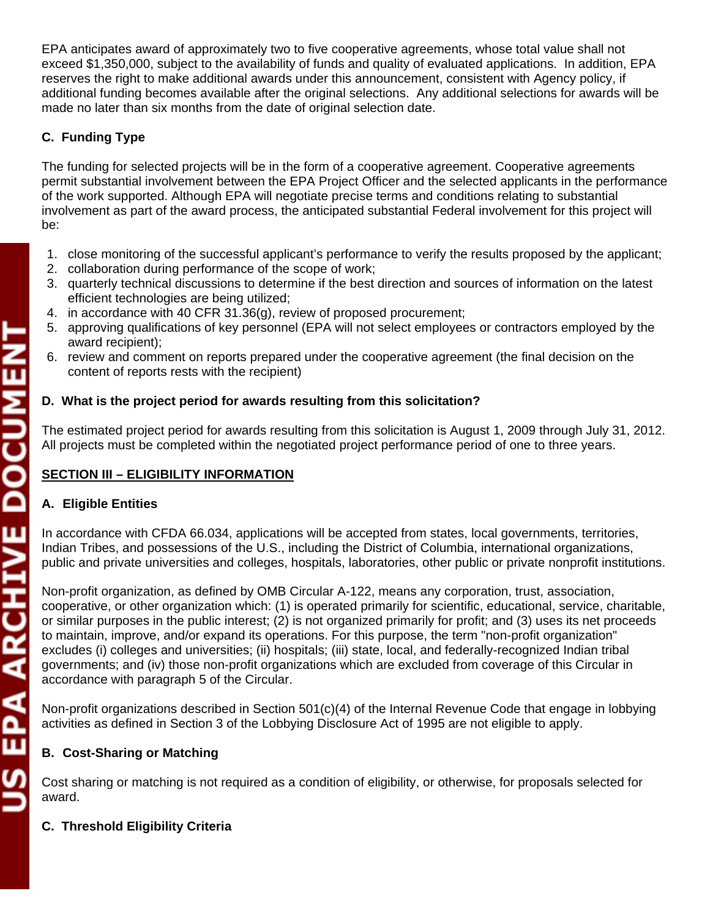EPA anticipates award of approximately two to five cooperative agreements, whose total value shall not exceed $1,350,000, subject to the availability of funds and quality of evaluated applications. In addition, EPA reserves the right to make additional awards under this announcement, consistent with Agency policy, if additional funding becomes available after the original selections. Any additional selections for awards will be made no later than six months from the date of original selection date.

### C. Funding Type

The funding for selected projects will be in the form of a cooperative agreement. Cooperative agreements permit substantial involvement between the EPA Project Officer and the selected applicants in the performance of the work supported. Although EPA will negotiate precise terms and conditions relating to substantial involvement as part of the award process, the anticipated substantial Federal involvement for this project will be:

1. close monitoring of the successful applicant's performance to verify the results proposed by the applicant;
2. collaboration during performance of the scope of work;
3. quarterly technical discussions to determine if the best direction and sources of information on the latest efficient technologies are being utilized;
4. in accordance with 40 CFR 31.36(g), review of proposed procurement;
5. approving qualifications of key personnel (EPA will not select employees or contractors employed by the award recipient);
6. review and comment on reports prepared under the cooperative agreement (the final decision on the content of reports rests with the recipient)

### D. What is the project period for awards resulting from this solicitation?

The estimated project period for awards resulting from this solicitation is August 1, 2009 through July 31, 2012. All projects must be completed within the negotiated project performance period of one to three years.

## SECTION III – ELIGIBILITY INFORMATION

### A. Eligible Entities

In accordance with CFDA 66.034, applications will be accepted from states, local governments, territories, Indian Tribes, and possessions of the U.S., including the District of Columbia, international organizations, public and private universities and colleges, hospitals, laboratories, other public or private nonprofit institutions.

Non-profit organization, as defined by OMB Circular A-122, means any corporation, trust, association, cooperative, or other organization which: (1) is operated primarily for scientific, educational, service, charitable, or similar purposes in the public interest; (2) is not organized primarily for profit; and (3) uses its net proceeds to maintain, improve, and/or expand its operations. For this purpose, the term "non-profit organization" excludes (i) colleges and universities; (ii) hospitals; (iii) state, local, and federally-recognized Indian tribal governments; and (iv) those non-profit organizations which are excluded from coverage of this Circular in accordance with paragraph 5 of the Circular.

Non-profit organizations described in Section 501(c)(4) of the Internal Revenue Code that engage in lobbying activities as defined in Section 3 of the Lobbying Disclosure Act of 1995 are not eligible to apply.

### B. Cost-Sharing or Matching

Cost sharing or matching is not required as a condition of eligibility, or otherwise, for proposals selected for award.

### C. Threshold Eligibility Criteria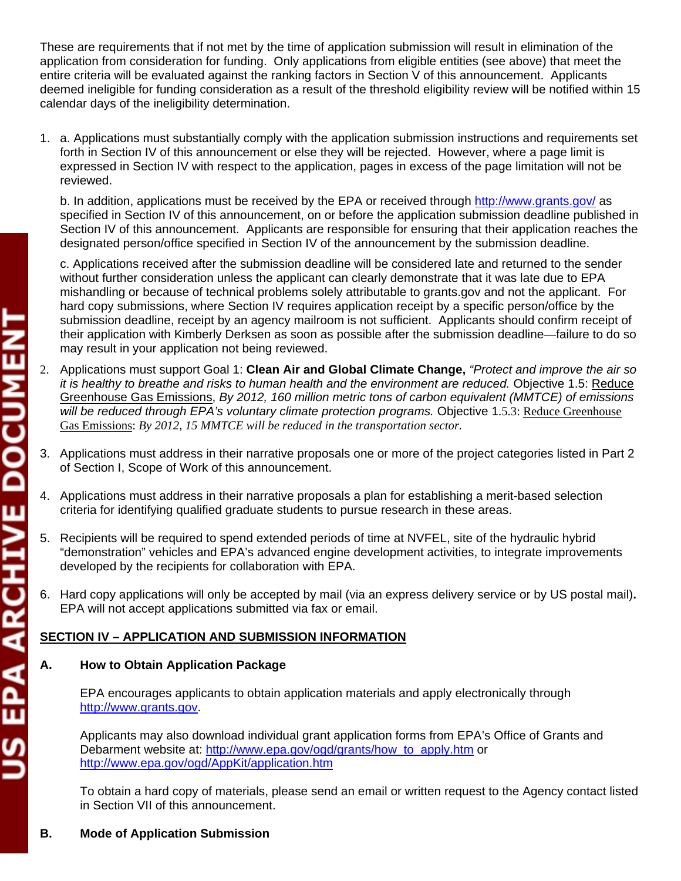These are requirements that if not met by the time of application submission will result in elimination of the application from consideration for funding. Only applications from eligible entities (see above) that meet the entire criteria will be evaluated against the ranking factors in Section V of this announcement. Applicants deemed ineligible for funding consideration as a result of the threshold eligibility review will be notified within 15 calendar days of the ineligibility determination.

1. a. Applications must substantially comply with the application submission instructions and requirements set forth in Section IV of this announcement or else they will be rejected. However, where a page limit is expressed in Section IV with respect to the application, pages in excess of the page limitation will not be reviewed.

   b. In addition, applications must be received by the EPA or received through http://www.grants.gov/ as specified in Section IV of this announcement, on or before the application submission deadline published in Section IV of this announcement. Applicants are responsible for ensuring that their application reaches the designated person/office specified in Section IV of the announcement by the submission deadline.

   c. Applications received after the submission deadline will be considered late and returned to the sender without further consideration unless the applicant can clearly demonstrate that it was late due to EPA mishandling or because of technical problems solely attributable to grants.gov and not the applicant. For hard copy submissions, where Section IV requires application receipt by a specific person/office by the submission deadline, receipt by an agency mailroom is not sufficient. Applicants should confirm receipt of their application with Kimberly Derksen as soon as possible after the submission deadline—failure to do so may result in your application not being reviewed.

2. Applications must support Goal 1: **Clean Air and Global Climate Change,** *"Protect and improve the air so it is healthy to breathe and risks to human health and the environment are reduced.* Objective 1.5: Reduce Greenhouse Gas Emissions, *By 2012, 160 million metric tons of carbon equivalent (MMTCE) of emissions will be reduced through EPA's voluntary climate protection programs.* Objective 1.5.3: Reduce Greenhouse Gas Emissions: *By 2012, 15 MMTCE will be reduced in the transportation sector.*

3. Applications must address in their narrative proposals one or more of the project categories listed in Part 2 of Section I, Scope of Work of this announcement.

4. Applications must address in their narrative proposals a plan for establishing a merit-based selection criteria for identifying qualified graduate students to pursue research in these areas.

5. Recipients will be required to spend extended periods of time at NVFEL, site of the hydraulic hybrid "demonstration" vehicles and EPA's advanced engine development activities, to integrate improvements developed by the recipients for collaboration with EPA.

6. Hard copy applications will only be accepted by mail (via an express delivery service or by US postal mail)**.** EPA will not accept applications submitted via fax or email.

## SECTION IV – APPLICATION AND SUBMISSION INFORMATION

### A. How to Obtain Application Package

EPA encourages applicants to obtain application materials and apply electronically through http://www.grants.gov.

Applicants may also download individual grant application forms from EPA's Office of Grants and Debarment website at: http://www.epa.gov/ogd/grants/how_to_apply.htm or http://www.epa.gov/ogd/AppKit/application.htm

To obtain a hard copy of materials, please send an email or written request to the Agency contact listed in Section VII of this announcement.

### B. Mode of Application Submission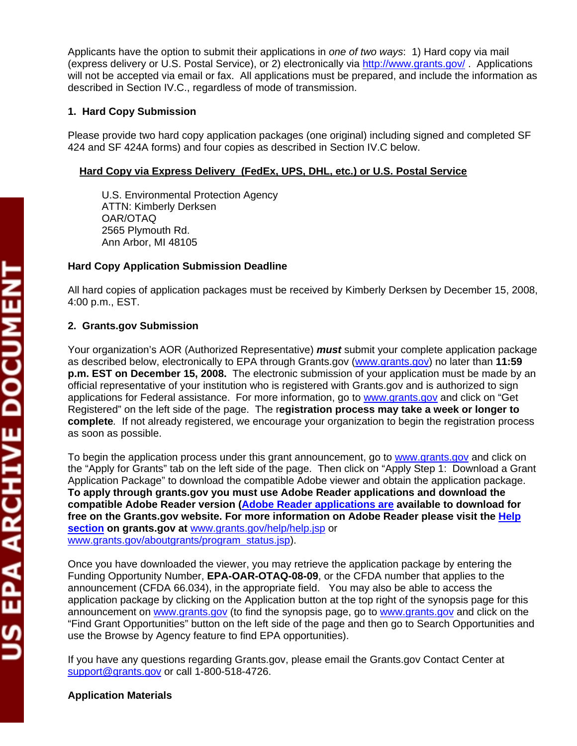Applicants have the option to submit their applications in *one of two ways*: 1) Hard copy via mail (express delivery or U.S. Postal Service), or 2) electronically via http://www.grants.gov/ . Applications will not be accepted via email or fax. All applications must be prepared, and include the information as described in Section IV.C., regardless of mode of transmission.

**1. Hard Copy Submission**

Please provide two hard copy application packages (one original) including signed and completed SF 424 and SF 424A forms) and four copies as described in Section IV.C below.

**Hard Copy via Express Delivery (FedEx, UPS, DHL, etc.) or U.S. Postal Service**

U.S. Environmental Protection Agency
ATTN: Kimberly Derksen
OAR/OTAQ
2565 Plymouth Rd.
Ann Arbor, MI 48105

**Hard Copy Application Submission Deadline**

All hard copies of application packages must be received by Kimberly Derksen by December 15, 2008, 4:00 p.m., EST.

**2. Grants.gov Submission**

Your organization's AOR (Authorized Representative) ***must*** submit your complete application package as described below, electronically to EPA through Grants.gov (www.grants.gov) no later than **11:59 p.m. EST on December 15, 2008.** The electronic submission of your application must be made by an official representative of your institution who is registered with Grants.gov and is authorized to sign applications for Federal assistance. For more information, go to www.grants.gov and click on "Get Registered" on the left side of the page. The r**egistration process may take a week or longer to complete***.* If not already registered, we encourage your organization to begin the registration process as soon as possible.

To begin the application process under this grant announcement, go to www.grants.gov and click on the "Apply for Grants" tab on the left side of the page. Then click on "Apply Step 1: Download a Grant Application Package" to download the compatible Adobe viewer and obtain the application package. **To apply through grants.gov you must use Adobe Reader applications and download the compatible Adobe Reader version (Adobe Reader applications are available to download for free on the Grants.gov website. For more information on Adobe Reader please visit the Help section on grants.gov at** www.grants.gov/help/help.jsp or www.grants.gov/aboutgrants/program_status.jsp).

Once you have downloaded the viewer, you may retrieve the application package by entering the Funding Opportunity Number, **EPA-OAR-OTAQ-08-09**, or the CFDA number that applies to the announcement (CFDA 66.034), in the appropriate field. You may also be able to access the application package by clicking on the Application button at the top right of the synopsis page for this announcement on www.grants.gov (to find the synopsis page, go to www.grants.gov and click on the "Find Grant Opportunities" button on the left side of the page and then go to Search Opportunities and use the Browse by Agency feature to find EPA opportunities).

If you have any questions regarding Grants.gov, please email the Grants.gov Contact Center at support@grants.gov or call 1-800-518-4726.

**Application Materials**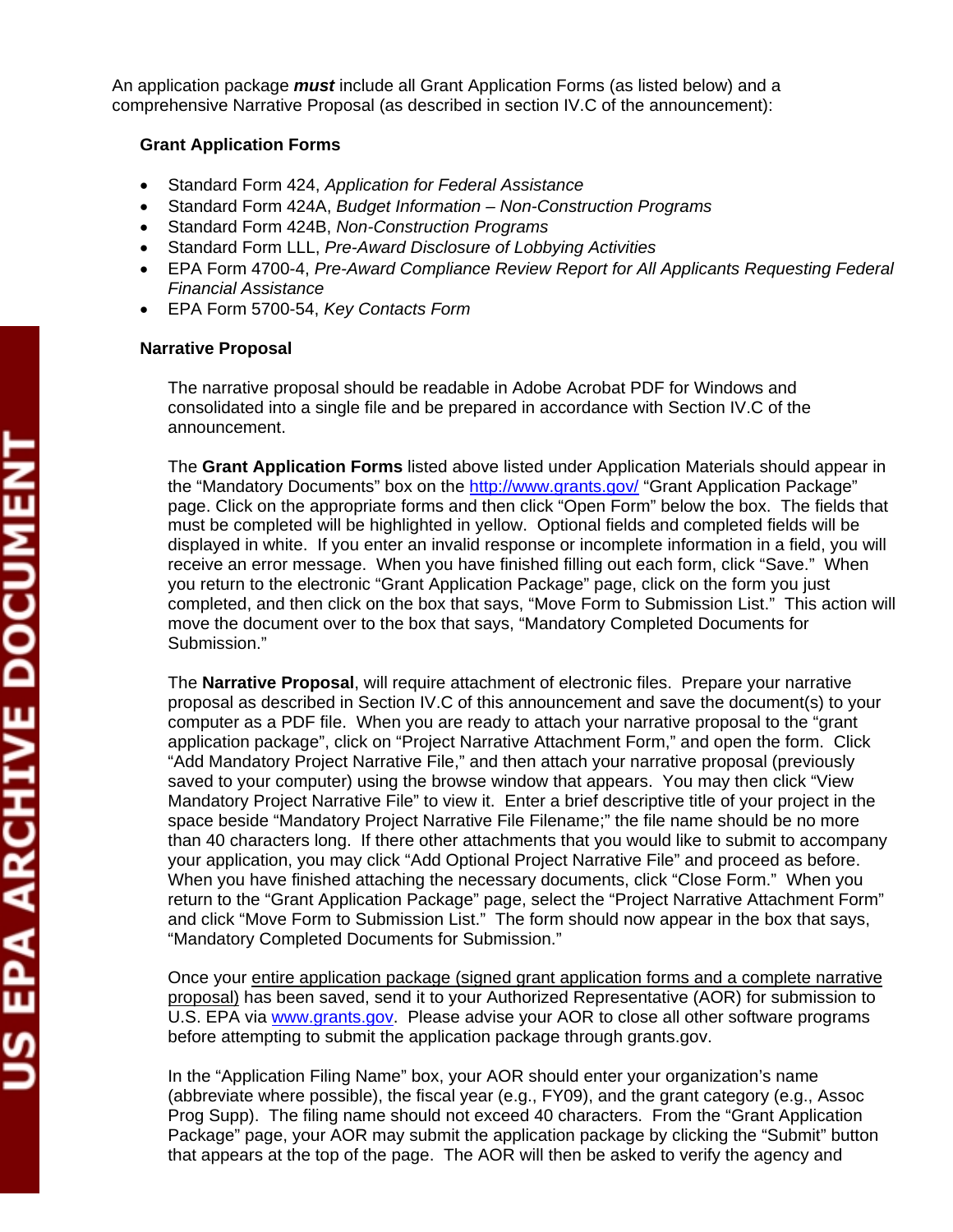An application package ***must*** include all Grant Application Forms (as listed below) and a comprehensive Narrative Proposal (as described in section IV.C of the announcement):

**Grant Application Forms**

- Standard Form 424, *Application for Federal Assistance*
- Standard Form 424A, *Budget Information – Non-Construction Programs*
- Standard Form 424B, *Non-Construction Programs*
- Standard Form LLL, *Pre-Award Disclosure of Lobbying Activities*
- EPA Form 4700-4, *Pre-Award Compliance Review Report for All Applicants Requesting Federal Financial Assistance*
- EPA Form 5700-54, *Key Contacts Form*

**Narrative Proposal**

The narrative proposal should be readable in Adobe Acrobat PDF for Windows and consolidated into a single file and be prepared in accordance with Section IV.C of the announcement.

The **Grant Application Forms** listed above listed under Application Materials should appear in the "Mandatory Documents" box on the http://www.grants.gov/ "Grant Application Package" page. Click on the appropriate forms and then click "Open Form" below the box. The fields that must be completed will be highlighted in yellow. Optional fields and completed fields will be displayed in white. If you enter an invalid response or incomplete information in a field, you will receive an error message. When you have finished filling out each form, click "Save." When you return to the electronic "Grant Application Package" page, click on the form you just completed, and then click on the box that says, "Move Form to Submission List." This action will move the document over to the box that says, "Mandatory Completed Documents for Submission."

The **Narrative Proposal**, will require attachment of electronic files. Prepare your narrative proposal as described in Section IV.C of this announcement and save the document(s) to your computer as a PDF file. When you are ready to attach your narrative proposal to the "grant application package", click on "Project Narrative Attachment Form," and open the form. Click "Add Mandatory Project Narrative File," and then attach your narrative proposal (previously saved to your computer) using the browse window that appears. You may then click "View Mandatory Project Narrative File" to view it. Enter a brief descriptive title of your project in the space beside "Mandatory Project Narrative File Filename;" the file name should be no more than 40 characters long. If there other attachments that you would like to submit to accompany your application, you may click "Add Optional Project Narrative File" and proceed as before. When you have finished attaching the necessary documents, click "Close Form." When you return to the "Grant Application Package" page, select the "Project Narrative Attachment Form" and click "Move Form to Submission List." The form should now appear in the box that says, "Mandatory Completed Documents for Submission."

Once your entire application package (signed grant application forms and a complete narrative proposal) has been saved, send it to your Authorized Representative (AOR) for submission to U.S. EPA via www.grants.gov. Please advise your AOR to close all other software programs before attempting to submit the application package through grants.gov.

In the "Application Filing Name" box, your AOR should enter your organization's name (abbreviate where possible), the fiscal year (e.g., FY09), and the grant category (e.g., Assoc Prog Supp). The filing name should not exceed 40 characters. From the "Grant Application Package" page, your AOR may submit the application package by clicking the "Submit" button that appears at the top of the page. The AOR will then be asked to verify the agency and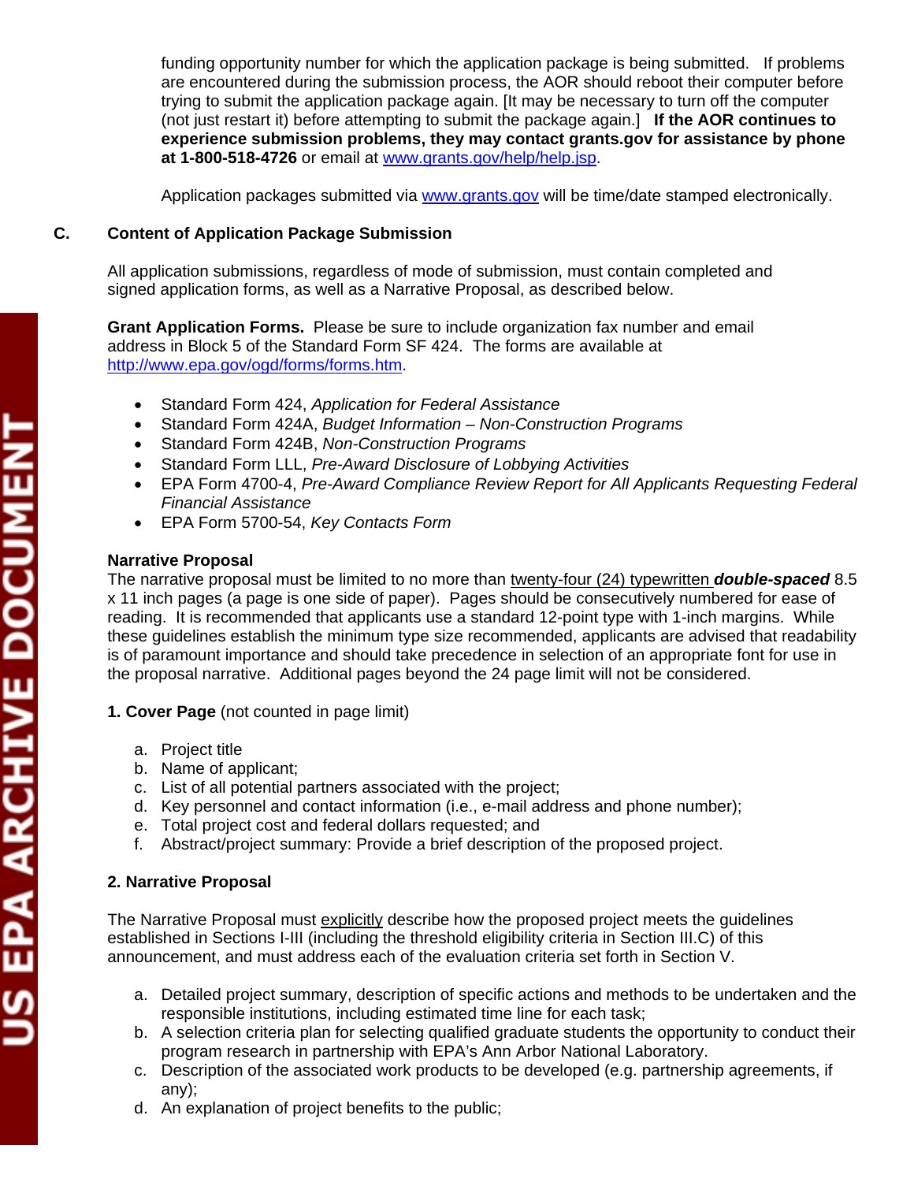funding opportunity number for which the application package is being submitted. If problems are encountered during the submission process, the AOR should reboot their computer before trying to submit the application package again. [It may be necessary to turn off the computer (not just restart it) before attempting to submit the package again.] **If the AOR continues to experience submission problems, they may contact grants.gov for assistance by phone at 1-800-518-4726** or email at www.grants.gov/help/help.jsp.

Application packages submitted via www.grants.gov will be time/date stamped electronically.

## C. Content of Application Package Submission

All application submissions, regardless of mode of submission, must contain completed and signed application forms, as well as a Narrative Proposal, as described below.

**Grant Application Forms.** Please be sure to include organization fax number and email address in Block 5 of the Standard Form SF 424. The forms are available at http://www.epa.gov/ogd/forms/forms.htm.

- Standard Form 424, *Application for Federal Assistance*
- Standard Form 424A, *Budget Information – Non-Construction Programs*
- Standard Form 424B, *Non-Construction Programs*
- Standard Form LLL, *Pre-Award Disclosure of Lobbying Activities*
- EPA Form 4700-4, *Pre-Award Compliance Review Report for All Applicants Requesting Federal Financial Assistance*
- EPA Form 5700-54, *Key Contacts Form*

**Narrative Proposal**
The narrative proposal must be limited to no more than twenty-four (24) typewritten ***double-spaced*** 8.5 x 11 inch pages (a page is one side of paper). Pages should be consecutively numbered for ease of reading. It is recommended that applicants use a standard 12-point type with 1-inch margins. While these guidelines establish the minimum type size recommended, applicants are advised that readability is of paramount importance and should take precedence in selection of an appropriate font for use in the proposal narrative. Additional pages beyond the 24 page limit will not be considered.

**1. Cover Page** (not counted in page limit)

a. Project title
b. Name of applicant;
c. List of all potential partners associated with the project;
d. Key personnel and contact information (i.e., e-mail address and phone number);
e. Total project cost and federal dollars requested; and
f. Abstract/project summary: Provide a brief description of the proposed project.

**2. Narrative Proposal**

The Narrative Proposal must explicitly describe how the proposed project meets the guidelines established in Sections I-III (including the threshold eligibility criteria in Section III.C) of this announcement, and must address each of the evaluation criteria set forth in Section V.

a. Detailed project summary, description of specific actions and methods to be undertaken and the responsible institutions, including estimated time line for each task;
b. A selection criteria plan for selecting qualified graduate students the opportunity to conduct their program research in partnership with EPA's Ann Arbor National Laboratory.
c. Description of the associated work products to be developed (e.g. partnership agreements, if any);
d. An explanation of project benefits to the public;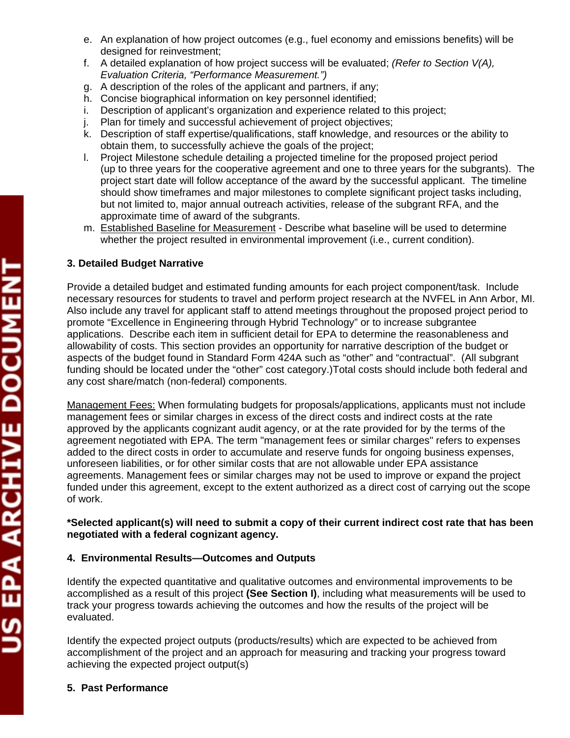e. An explanation of how project outcomes (e.g., fuel economy and emissions benefits) will be designed for reinvestment;
f. A detailed explanation of how project success will be evaluated; *(Refer to Section V(A), Evaluation Criteria, "Performance Measurement.")*
g. A description of the roles of the applicant and partners, if any;
h. Concise biographical information on key personnel identified;
i. Description of applicant's organization and experience related to this project;
j. Plan for timely and successful achievement of project objectives;
k. Description of staff expertise/qualifications, staff knowledge, and resources or the ability to obtain them, to successfully achieve the goals of the project;
l. Project Milestone schedule detailing a projected timeline for the proposed project period (up to three years for the cooperative agreement and one to three years for the subgrants). The project start date will follow acceptance of the award by the successful applicant. The timeline should show timeframes and major milestones to complete significant project tasks including, but not limited to, major annual outreach activities, release of the subgrant RFA, and the approximate time of award of the subgrants.
m. Established Baseline for Measurement - Describe what baseline will be used to determine whether the project resulted in environmental improvement (i.e., current condition).

**3. Detailed Budget Narrative**

Provide a detailed budget and estimated funding amounts for each project component/task. Include necessary resources for students to travel and perform project research at the NVFEL in Ann Arbor, MI. Also include any travel for applicant staff to attend meetings throughout the proposed project period to promote "Excellence in Engineering through Hybrid Technology" or to increase subgrantee applications. Describe each item in sufficient detail for EPA to determine the reasonableness and allowability of costs. This section provides an opportunity for narrative description of the budget or aspects of the budget found in Standard Form 424A such as "other" and "contractual". (All subgrant funding should be located under the "other" cost category.)Total costs should include both federal and any cost share/match (non-federal) components.

Management Fees: When formulating budgets for proposals/applications, applicants must not include management fees or similar charges in excess of the direct costs and indirect costs at the rate approved by the applicants cognizant audit agency, or at the rate provided for by the terms of the agreement negotiated with EPA. The term "management fees or similar charges" refers to expenses added to the direct costs in order to accumulate and reserve funds for ongoing business expenses, unforeseen liabilities, or for other similar costs that are not allowable under EPA assistance agreements. Management fees or similar charges may not be used to improve or expand the project funded under this agreement, except to the extent authorized as a direct cost of carrying out the scope of work.

**\*Selected applicant(s) will need to submit a copy of their current indirect cost rate that has been negotiated with a federal cognizant agency.**

**4. Environmental Results—Outcomes and Outputs**

Identify the expected quantitative and qualitative outcomes and environmental improvements to be accomplished as a result of this project **(See Section I)**, including what measurements will be used to track your progress towards achieving the outcomes and how the results of the project will be evaluated.

Identify the expected project outputs (products/results) which are expected to be achieved from accomplishment of the project and an approach for measuring and tracking your progress toward achieving the expected project output(s)

**5. Past Performance**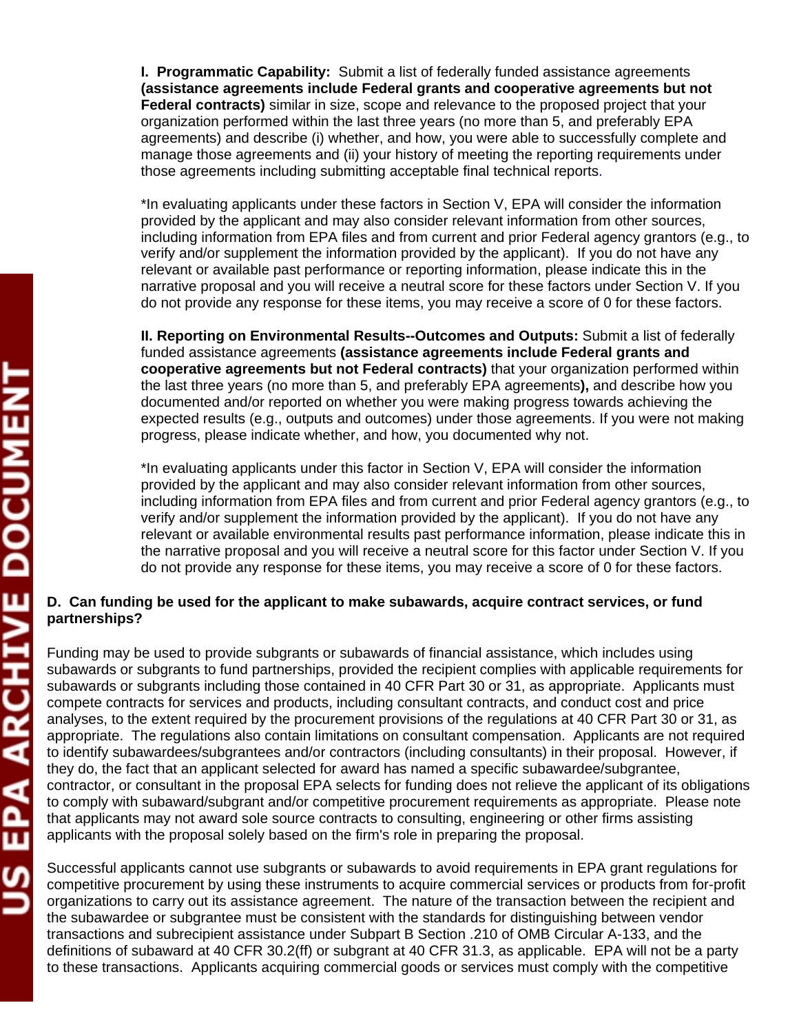**I. Programmatic Capability:** Submit a list of federally funded assistance agreements **(assistance agreements include Federal grants and cooperative agreements but not Federal contracts)** similar in size, scope and relevance to the proposed project that your organization performed within the last three years (no more than 5, and preferably EPA agreements) and describe (i) whether, and how, you were able to successfully complete and manage those agreements and (ii) your history of meeting the reporting requirements under those agreements including submitting acceptable final technical reports.

*In evaluating applicants under these factors in Section V, EPA will consider the information provided by the applicant and may also consider relevant information from other sources, including information from EPA files and from current and prior Federal agency grantors (e.g., to verify and/or supplement the information provided by the applicant). If you do not have any relevant or available past performance or reporting information, please indicate this in the narrative proposal and you will receive a neutral score for these factors under Section V. If you do not provide any response for these items, you may receive a score of 0 for these factors.

**II. Reporting on Environmental Results--Outcomes and Outputs:** Submit a list of federally funded assistance agreements **(assistance agreements include Federal grants and cooperative agreements but not Federal contracts)** that your organization performed within the last three years (no more than 5, and preferably EPA agreements**),** and describe how you documented and/or reported on whether you were making progress towards achieving the expected results (e.g., outputs and outcomes) under those agreements. If you were not making progress, please indicate whether, and how, you documented why not.

*In evaluating applicants under this factor in Section V, EPA will consider the information provided by the applicant and may also consider relevant information from other sources, including information from EPA files and from current and prior Federal agency grantors (e.g., to verify and/or supplement the information provided by the applicant). If you do not have any relevant or available environmental results past performance information, please indicate this in the narrative proposal and you will receive a neutral score for this factor under Section V. If you do not provide any response for these items, you may receive a score of 0 for these factors.

### D. Can funding be used for the applicant to make subawards, acquire contract services, or fund partnerships?

Funding may be used to provide subgrants or subawards of financial assistance, which includes using subawards or subgrants to fund partnerships, provided the recipient complies with applicable requirements for subawards or subgrants including those contained in 40 CFR Part 30 or 31, as appropriate. Applicants must compete contracts for services and products, including consultant contracts, and conduct cost and price analyses, to the extent required by the procurement provisions of the regulations at 40 CFR Part 30 or 31, as appropriate. The regulations also contain limitations on consultant compensation. Applicants are not required to identify subawardees/subgrantees and/or contractors (including consultants) in their proposal. However, if they do, the fact that an applicant selected for award has named a specific subawardee/subgrantee, contractor, or consultant in the proposal EPA selects for funding does not relieve the applicant of its obligations to comply with subaward/subgrant and/or competitive procurement requirements as appropriate. Please note that applicants may not award sole source contracts to consulting, engineering or other firms assisting applicants with the proposal solely based on the firm's role in preparing the proposal.

Successful applicants cannot use subgrants or subawards to avoid requirements in EPA grant regulations for competitive procurement by using these instruments to acquire commercial services or products from for-profit organizations to carry out its assistance agreement. The nature of the transaction between the recipient and the subawardee or subgrantee must be consistent with the standards for distinguishing between vendor transactions and subrecipient assistance under Subpart B Section .210 of OMB Circular A-133, and the definitions of subaward at 40 CFR 30.2(ff) or subgrant at 40 CFR 31.3, as applicable. EPA will not be a party to these transactions. Applicants acquiring commercial goods or services must comply with the competitive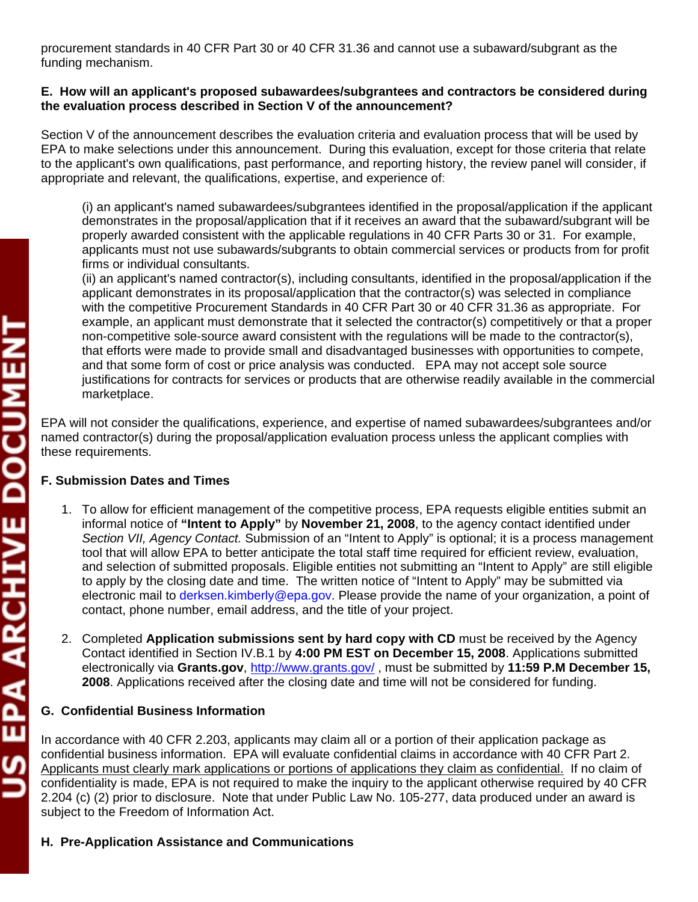procurement standards in 40 CFR Part 30 or 40 CFR 31.36 and cannot use a subaward/subgrant as the funding mechanism.

**E. How will an applicant's proposed subawardees/subgrantees and contractors be considered during the evaluation process described in Section V of the announcement?**

Section V of the announcement describes the evaluation criteria and evaluation process that will be used by EPA to make selections under this announcement. During this evaluation, except for those criteria that relate to the applicant's own qualifications, past performance, and reporting history, the review panel will consider, if appropriate and relevant, the qualifications, expertise, and experience of:

(i) an applicant's named subawardees/subgrantees identified in the proposal/application if the applicant demonstrates in the proposal/application that if it receives an award that the subaward/subgrant will be properly awarded consistent with the applicable regulations in 40 CFR Parts 30 or 31. For example, applicants must not use subawards/subgrants to obtain commercial services or products from for profit firms or individual consultants.

(ii) an applicant's named contractor(s), including consultants, identified in the proposal/application if the applicant demonstrates in its proposal/application that the contractor(s) was selected in compliance with the competitive Procurement Standards in 40 CFR Part 30 or 40 CFR 31.36 as appropriate. For example, an applicant must demonstrate that it selected the contractor(s) competitively or that a proper non-competitive sole-source award consistent with the regulations will be made to the contractor(s), that efforts were made to provide small and disadvantaged businesses with opportunities to compete, and that some form of cost or price analysis was conducted. EPA may not accept sole source justifications for contracts for services or products that are otherwise readily available in the commercial marketplace.

EPA will not consider the qualifications, experience, and expertise of named subawardees/subgrantees and/or named contractor(s) during the proposal/application evaluation process unless the applicant complies with these requirements.

**F. Submission Dates and Times**

1. To allow for efficient management of the competitive process, EPA requests eligible entities submit an informal notice of **"Intent to Apply"** by **November 21, 2008**, to the agency contact identified under *Section VII, Agency Contact.* Submission of an "Intent to Apply" is optional; it is a process management tool that will allow EPA to better anticipate the total staff time required for efficient review, evaluation, and selection of submitted proposals. Eligible entities not submitting an "Intent to Apply" are still eligible to apply by the closing date and time. The written notice of "Intent to Apply" may be submitted via electronic mail to derksen.kimberly@epa.gov. Please provide the name of your organization, a point of contact, phone number, email address, and the title of your project.

2. Completed **Application submissions sent by hard copy with CD** must be received by the Agency Contact identified in Section IV.B.1 by **4:00 PM EST on December 15, 2008**. Applications submitted electronically via **Grants.gov**, http://www.grants.gov/ , must be submitted by **11:59 P.M December 15, 2008**. Applications received after the closing date and time will not be considered for funding.

**G. Confidential Business Information**

In accordance with 40 CFR 2.203, applicants may claim all or a portion of their application package as confidential business information. EPA will evaluate confidential claims in accordance with 40 CFR Part 2. Applicants must clearly mark applications or portions of applications they claim as confidential. If no claim of confidentiality is made, EPA is not required to make the inquiry to the applicant otherwise required by 40 CFR 2.204 (c) (2) prior to disclosure. Note that under Public Law No. 105-277, data produced under an award is subject to the Freedom of Information Act.

**H. Pre-Application Assistance and Communications**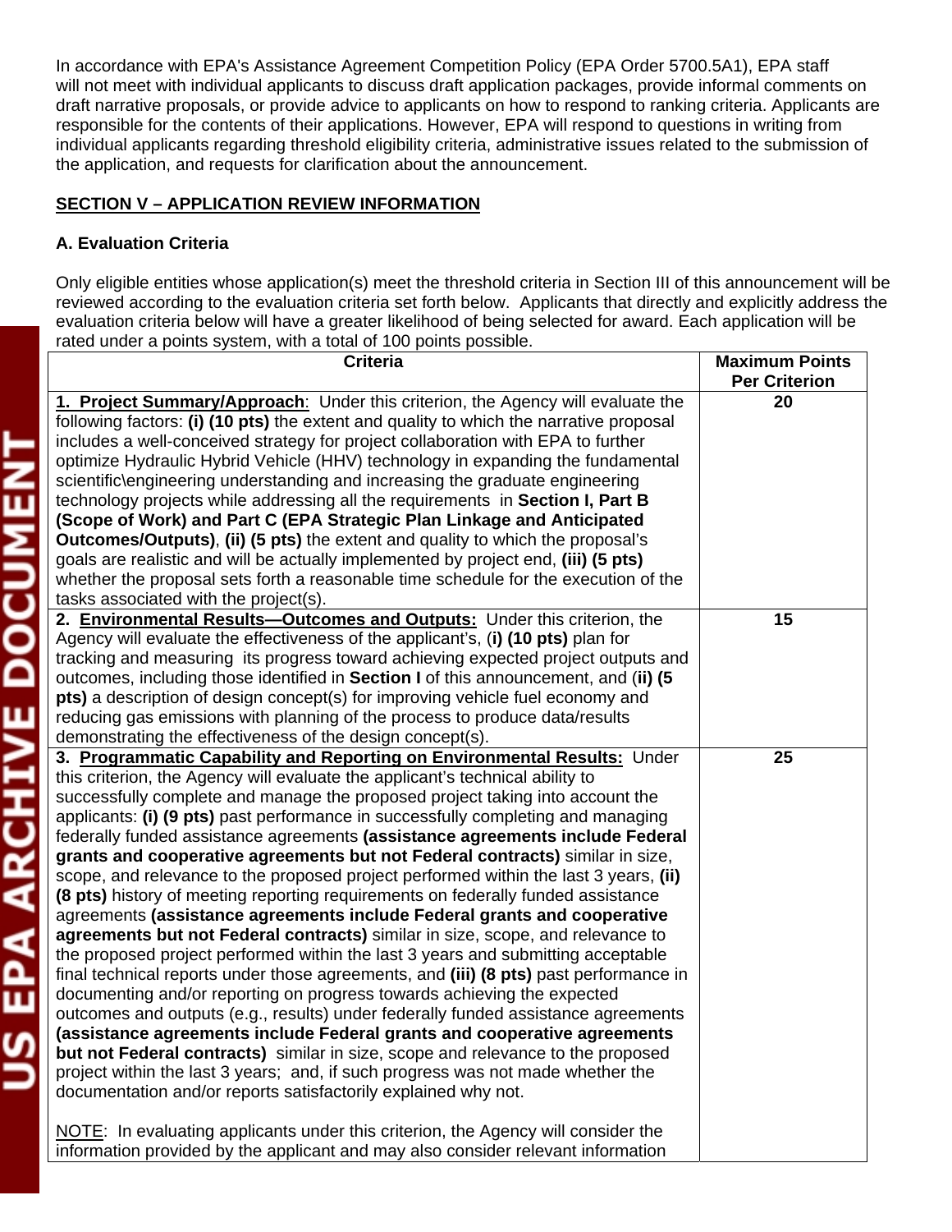In accordance with EPA's Assistance Agreement Competition Policy (EPA Order 5700.5A1), EPA staff will not meet with individual applicants to discuss draft application packages, provide informal comments on draft narrative proposals, or provide advice to applicants on how to respond to ranking criteria. Applicants are responsible for the contents of their applications. However, EPA will respond to questions in writing from individual applicants regarding threshold eligibility criteria, administrative issues related to the submission of the application, and requests for clarification about the announcement.

## SECTION V – APPLICATION REVIEW INFORMATION

### A. Evaluation Criteria

Only eligible entities whose application(s) meet the threshold criteria in Section III of this announcement will be reviewed according to the evaluation criteria set forth below. Applicants that directly and explicitly address the evaluation criteria below will have a greater likelihood of being selected for award. Each application will be rated under a points system, with a total of 100 points possible.

| Criteria | Maximum Points Per Criterion |
|---|---|
| **1. Project Summary/Approach**: Under this criterion, the Agency will evaluate the following factors: **(i) (10 pts)** the extent and quality to which the narrative proposal includes a well-conceived strategy for project collaboration with EPA to further optimize Hydraulic Hybrid Vehicle (HHV) technology in expanding the fundamental scientific\engineering understanding and increasing the graduate engineering technology projects while addressing all the requirements in **Section I, Part B (Scope of Work) and Part C (EPA Strategic Plan Linkage and Anticipated Outcomes/Outputs)**, **(ii) (5 pts)** the extent and quality to which the proposal's goals are realistic and will be actually implemented by project end, **(iii) (5 pts)** whether the proposal sets forth a reasonable time schedule for the execution of the tasks associated with the project(s). | 20 |
| **2. Environmental Results—Outcomes and Outputs:** Under this criterion, the Agency will evaluate the effectiveness of the applicant's, (**i) (10 pts)** plan for tracking and measuring its progress toward achieving expected project outputs and outcomes, including those identified in **Section I** of this announcement, and (**ii) (5 pts)** a description of design concept(s) for improving vehicle fuel economy and reducing gas emissions with planning of the process to produce data/results demonstrating the effectiveness of the design concept(s). | 15 |
| **3. Programmatic Capability and Reporting on Environmental Results:** Under this criterion, the Agency will evaluate the applicant's technical ability to successfully complete and manage the proposed project taking into account the applicants: **(i) (9 pts)** past performance in successfully completing and managing federally funded assistance agreements **(assistance agreements include Federal grants and cooperative agreements but not Federal contracts)** similar in size, scope, and relevance to the proposed project performed within the last 3 years, **(ii) (8 pts)** history of meeting reporting requirements on federally funded assistance agreements **(assistance agreements include Federal grants and cooperative agreements but not Federal contracts)** similar in size, scope, and relevance to the proposed project performed within the last 3 years and submitting acceptable final technical reports under those agreements, and **(iii) (8 pts)** past performance in documenting and/or reporting on progress towards achieving the expected outcomes and outputs (e.g., results) under federally funded assistance agreements **(assistance agreements include Federal grants and cooperative agreements but not Federal contracts)** similar in size, scope and relevance to the proposed project within the last 3 years; and, if such progress was not made whether the documentation and/or reports satisfactorily explained why not.<br><br>NOTE: In evaluating applicants under this criterion, the Agency will consider the information provided by the applicant and may also consider relevant information | 25 |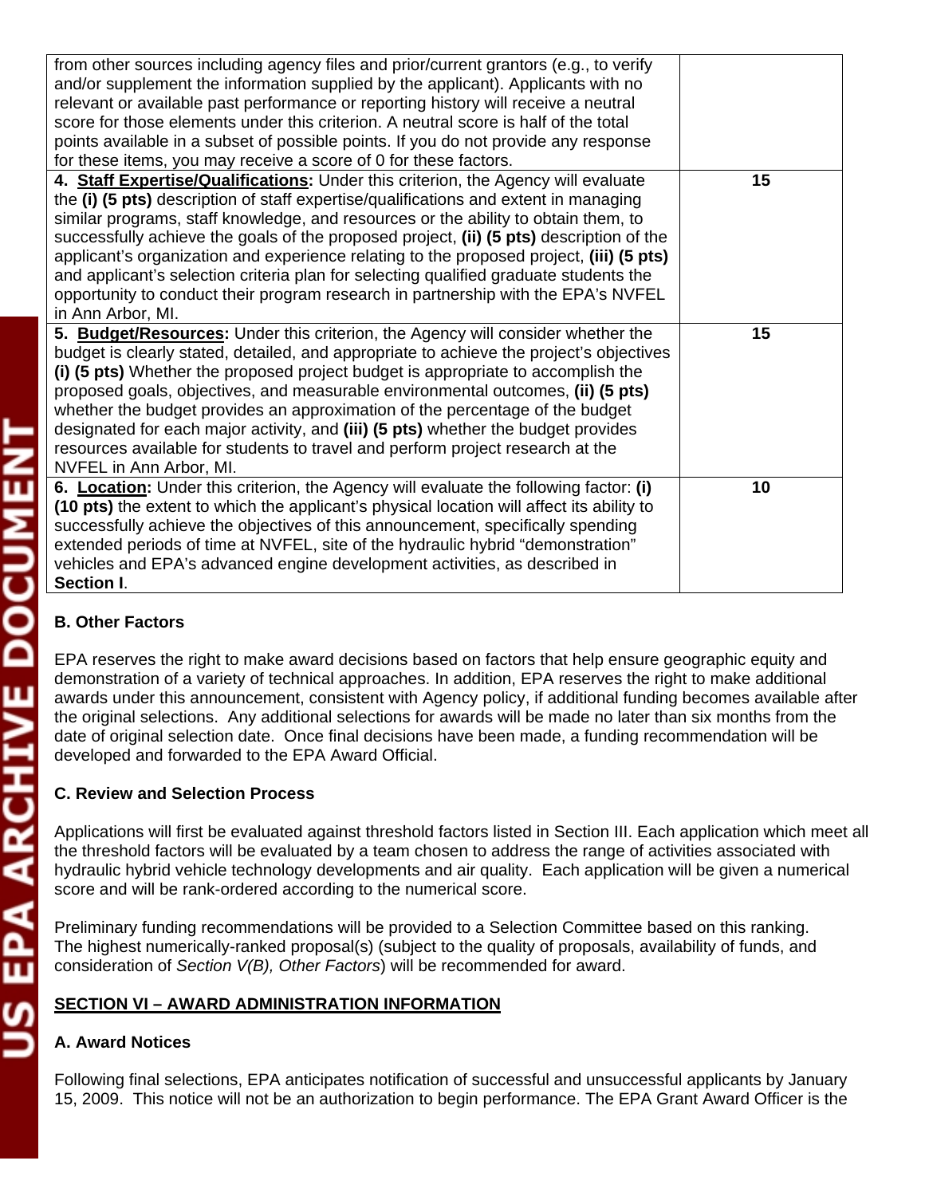| | |
|---|---|
| from other sources including agency files and prior/current grantors (e.g., to verify and/or supplement the information supplied by the applicant). Applicants with no relevant or available past performance or reporting history will receive a neutral score for those elements under this criterion. A neutral score is half of the total points available in a subset of possible points. If you do not provide any response for these items, you may receive a score of 0 for these factors. | |
| **4. <u>Staff Expertise/Qualifications</u>:** Under this criterion, the Agency will evaluate the **(i) (5 pts)** description of staff expertise/qualifications and extent in managing similar programs, staff knowledge, and resources or the ability to obtain them, to successfully achieve the goals of the proposed project, **(ii) (5 pts)** description of the applicant's organization and experience relating to the proposed project, **(iii) (5 pts)** and applicant's selection criteria plan for selecting qualified graduate students the opportunity to conduct their program research in partnership with the EPA's NVFEL in Ann Arbor, MI. | **15** |
| **5. <u>Budget/Resources</u>:** Under this criterion, the Agency will consider whether the budget is clearly stated, detailed, and appropriate to achieve the project's objectives **(i) (5 pts)** Whether the proposed project budget is appropriate to accomplish the proposed goals, objectives, and measurable environmental outcomes, **(ii) (5 pts)** whether the budget provides an approximation of the percentage of the budget designated for each major activity, and **(iii) (5 pts)** whether the budget provides resources available for students to travel and perform project research at the NVFEL in Ann Arbor, MI. | **15** |
| **6. <u>Location</u>:** Under this criterion, the Agency will evaluate the following factor: **(i) (10 pts)** the extent to which the applicant's physical location will affect its ability to successfully achieve the objectives of this announcement, specifically spending extended periods of time at NVFEL, site of the hydraulic hybrid "demonstration" vehicles and EPA's advanced engine development activities, as described in **Section I**. | **10** |

### B. Other Factors

EPA reserves the right to make award decisions based on factors that help ensure geographic equity and demonstration of a variety of technical approaches. In addition, EPA reserves the right to make additional awards under this announcement, consistent with Agency policy, if additional funding becomes available after the original selections. Any additional selections for awards will be made no later than six months from the date of original selection date. Once final decisions have been made, a funding recommendation will be developed and forwarded to the EPA Award Official.

### C. Review and Selection Process

Applications will first be evaluated against threshold factors listed in Section III. Each application which meet all the threshold factors will be evaluated by a team chosen to address the range of activities associated with hydraulic hybrid vehicle technology developments and air quality. Each application will be given a numerical score and will be rank-ordered according to the numerical score.

Preliminary funding recommendations will be provided to a Selection Committee based on this ranking. The highest numerically-ranked proposal(s) (subject to the quality of proposals, availability of funds, and consideration of *Section V(B), Other Factors*) will be recommended for award.

## <u>SECTION VI – AWARD ADMINISTRATION INFORMATION</u>

### A. Award Notices

Following final selections, EPA anticipates notification of successful and unsuccessful applicants by January 15, 2009. This notice will not be an authorization to begin performance. The EPA Grant Award Officer is the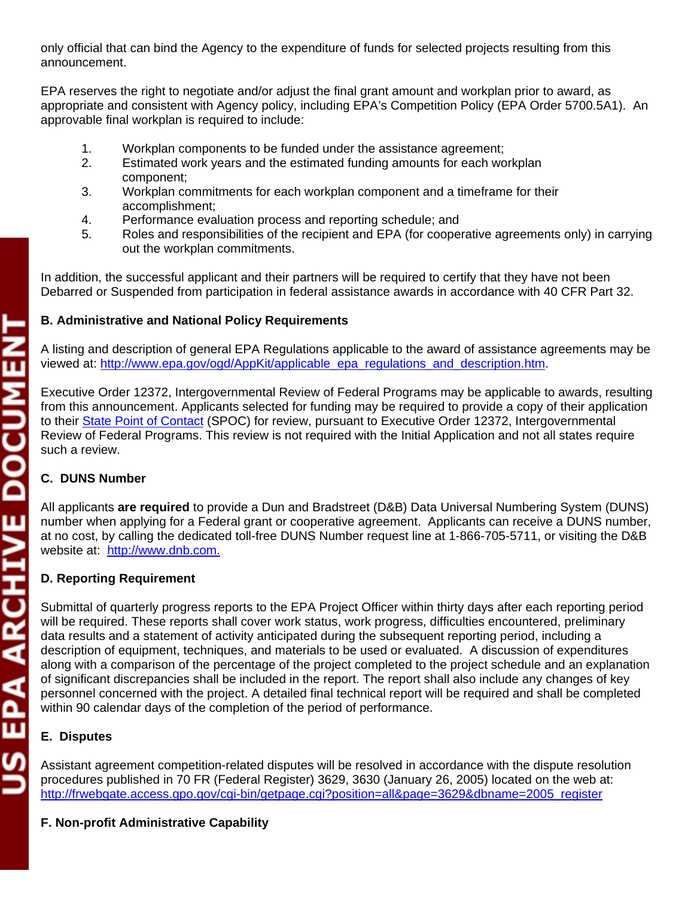only official that can bind the Agency to the expenditure of funds for selected projects resulting from this announcement.

EPA reserves the right to negotiate and/or adjust the final grant amount and workplan prior to award, as appropriate and consistent with Agency policy, including EPA's Competition Policy (EPA Order 5700.5A1). An approvable final workplan is required to include:

1. Workplan components to be funded under the assistance agreement;
2. Estimated work years and the estimated funding amounts for each workplan component;
3. Workplan commitments for each workplan component and a timeframe for their accomplishment;
4. Performance evaluation process and reporting schedule; and
5. Roles and responsibilities of the recipient and EPA (for cooperative agreements only) in carrying out the workplan commitments.

In addition, the successful applicant and their partners will be required to certify that they have not been Debarred or Suspended from participation in federal assistance awards in accordance with 40 CFR Part 32.

### B. Administrative and National Policy Requirements

A listing and description of general EPA Regulations applicable to the award of assistance agreements may be viewed at: http://www.epa.gov/ogd/AppKit/applicable_epa_regulations_and_description.htm.

Executive Order 12372, Intergovernmental Review of Federal Programs may be applicable to awards, resulting from this announcement. Applicants selected for funding may be required to provide a copy of their application to their State Point of Contact (SPOC) for review, pursuant to Executive Order 12372, Intergovernmental Review of Federal Programs. This review is not required with the Initial Application and not all states require such a review.

### C. DUNS Number

All applicants **are required** to provide a Dun and Bradstreet (D&B) Data Universal Numbering System (DUNS) number when applying for a Federal grant or cooperative agreement. Applicants can receive a DUNS number, at no cost, by calling the dedicated toll-free DUNS Number request line at 1-866-705-5711, or visiting the D&B website at: http://www.dnb.com.

### D. Reporting Requirement

Submittal of quarterly progress reports to the EPA Project Officer within thirty days after each reporting period will be required. These reports shall cover work status, work progress, difficulties encountered, preliminary data results and a statement of activity anticipated during the subsequent reporting period, including a description of equipment, techniques, and materials to be used or evaluated. A discussion of expenditures along with a comparison of the percentage of the project completed to the project schedule and an explanation of significant discrepancies shall be included in the report. The report shall also include any changes of key personnel concerned with the project. A detailed final technical report will be required and shall be completed within 90 calendar days of the completion of the period of performance.

### E. Disputes

Assistant agreement competition-related disputes will be resolved in accordance with the dispute resolution procedures published in 70 FR (Federal Register) 3629, 3630 (January 26, 2005) located on the web at: http://frwebgate.access.gpo.gov/cgi-bin/getpage.cgi?position=all&page=3629&dbname=2005_register

### F. Non-profit Administrative Capability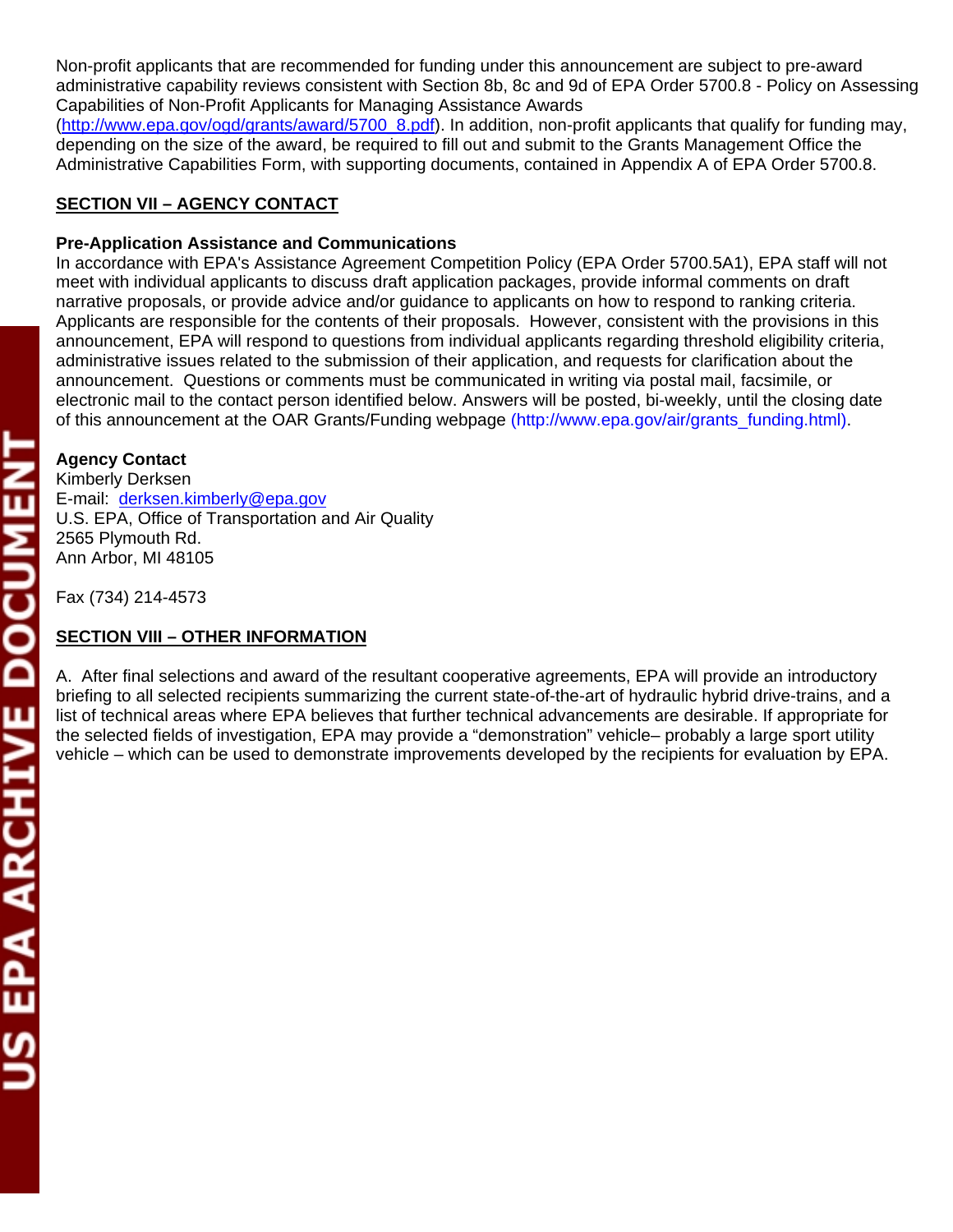Non-profit applicants that are recommended for funding under this announcement are subject to pre-award administrative capability reviews consistent with Section 8b, 8c and 9d of EPA Order 5700.8 - Policy on Assessing Capabilities of Non-Profit Applicants for Managing Assistance Awards (http://www.epa.gov/ogd/grants/award/5700_8.pdf). In addition, non-profit applicants that qualify for funding may, depending on the size of the award, be required to fill out and submit to the Grants Management Office the Administrative Capabilities Form, with supporting documents, contained in Appendix A of EPA Order 5700.8.

## SECTION VII – AGENCY CONTACT

### Pre-Application Assistance and Communications

In accordance with EPA's Assistance Agreement Competition Policy (EPA Order 5700.5A1), EPA staff will not meet with individual applicants to discuss draft application packages, provide informal comments on draft narrative proposals, or provide advice and/or guidance to applicants on how to respond to ranking criteria. Applicants are responsible for the contents of their proposals. However, consistent with the provisions in this announcement, EPA will respond to questions from individual applicants regarding threshold eligibility criteria, administrative issues related to the submission of their application, and requests for clarification about the announcement. Questions or comments must be communicated in writing via postal mail, facsimile, or electronic mail to the contact person identified below. Answers will be posted, bi-weekly, until the closing date of this announcement at the OAR Grants/Funding webpage (http://www.epa.gov/air/grants_funding.html).

### Agency Contact

Kimberly Derksen
E-mail: derksen.kimberly@epa.gov
U.S. EPA, Office of Transportation and Air Quality
2565 Plymouth Rd.
Ann Arbor, MI 48105

Fax (734) 214-4573

## SECTION VIII – OTHER INFORMATION

A. After final selections and award of the resultant cooperative agreements, EPA will provide an introductory briefing to all selected recipients summarizing the current state-of-the-art of hydraulic hybrid drive-trains, and a list of technical areas where EPA believes that further technical advancements are desirable. If appropriate for the selected fields of investigation, EPA may provide a "demonstration" vehicle– probably a large sport utility vehicle – which can be used to demonstrate improvements developed by the recipients for evaluation by EPA.